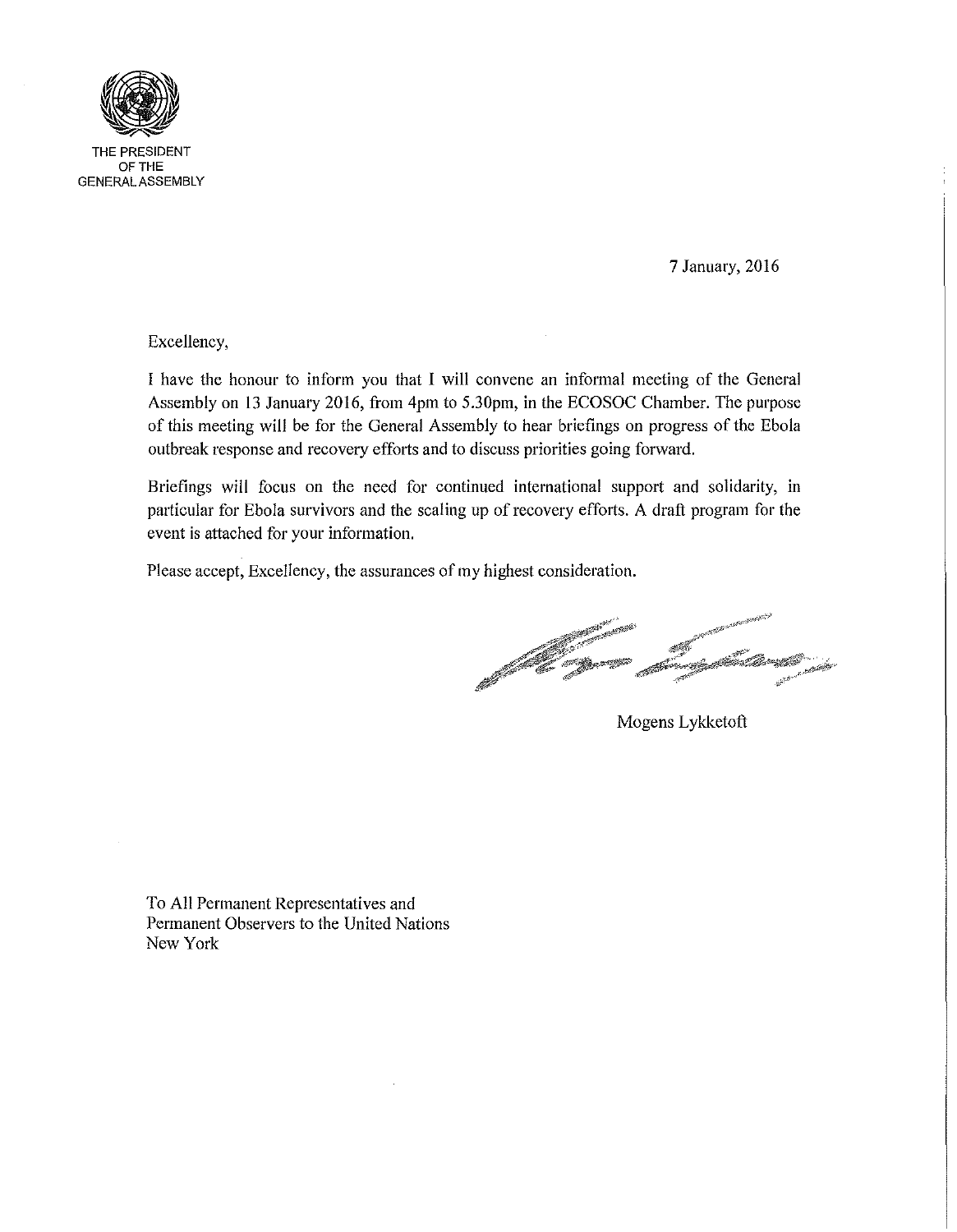THE PRESIDENT
OF THE
GENERAL ASSEMBLY

7 January, 2016

Excellency,

I have the honour to inform you that I will convene an informal meeting of the General Assembly on 13 January 2016, from 4pm to 5.30pm, in the ECOSOC Chamber. The purpose of this meeting will be for the General Assembly to hear briefings on progress of the Ebola outbreak response and recovery efforts and to discuss priorities going forward.

Briefings will focus on the need for continued international support and solidarity, in particular for Ebola survivors and the scaling up of recovery efforts. A draft program for the event is attached for your information.

Please accept, Excellency, the assurances of my highest consideration.

Mogens Lykketoft

To All Permanent Representatives and
Permanent Observers to the United Nations
New York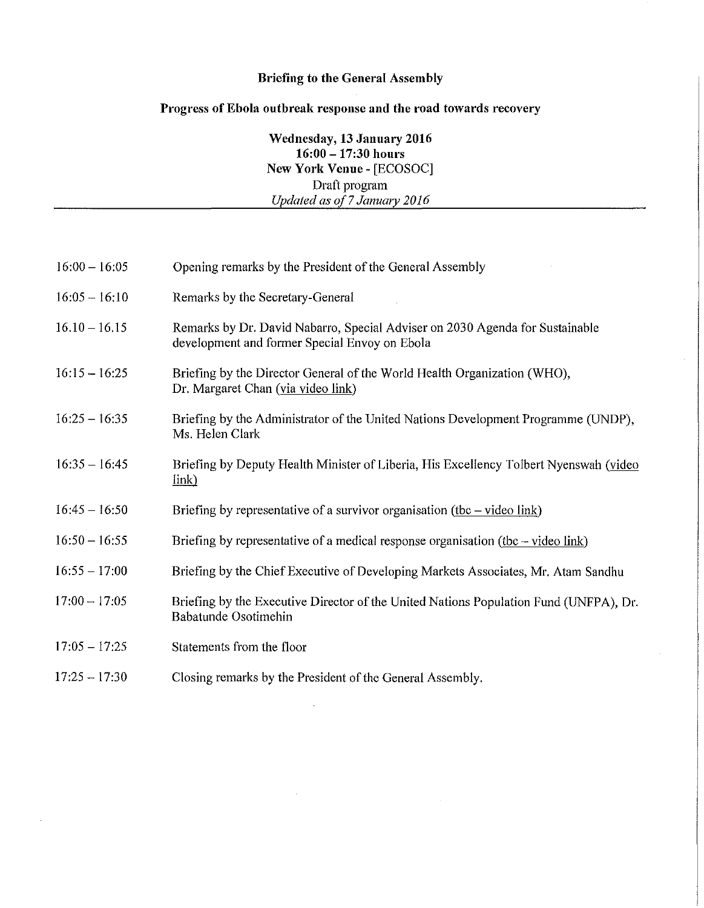**Briefing to the General Assembly**

**Progress of Ebola outbreak response and the road towards recovery**

**Wednesday, 13 January 2016**
**16:00 – 17:30 hours**
**New York Venue - [ECOSOC]**
Draft program
*Updated as of 7 January 2016*

| | |
|---|---|
| 16:00 – 16:05 | Opening remarks by the President of the General Assembly |
| 16:05 – 16:10 | Remarks by the Secretary-General |
| 16.10 – 16.15 | Remarks by Dr. David Nabarro, Special Adviser on 2030 Agenda for Sustainable development and former Special Envoy on Ebola |
| 16:15 – 16:25 | Briefing by the Director General of the World Health Organization (WHO), Dr. Margaret Chan (via video link) |
| 16:25 – 16:35 | Briefing by the Administrator of the United Nations Development Programme (UNDP), Ms. Helen Clark |
| 16:35 – 16:45 | Briefing by Deputy Health Minister of Liberia, His Excellency Tolbert Nyenswah (video link) |
| 16:45 – 16:50 | Briefing by representative of a survivor organisation (tbc – video link) |
| 16:50 – 16:55 | Briefing by representative of a medical response organisation (tbc – video link) |
| 16:55 – 17:00 | Briefing by the Chief Executive of Developing Markets Associates, Mr. Atam Sandhu |
| 17:00 – 17:05 | Briefing by the Executive Director of the United Nations Population Fund (UNFPA), Dr. Babatunde Osotimehin |
| 17:05 – 17:25 | Statements from the floor |
| 17:25 – 17:30 | Closing remarks by the President of the General Assembly. |